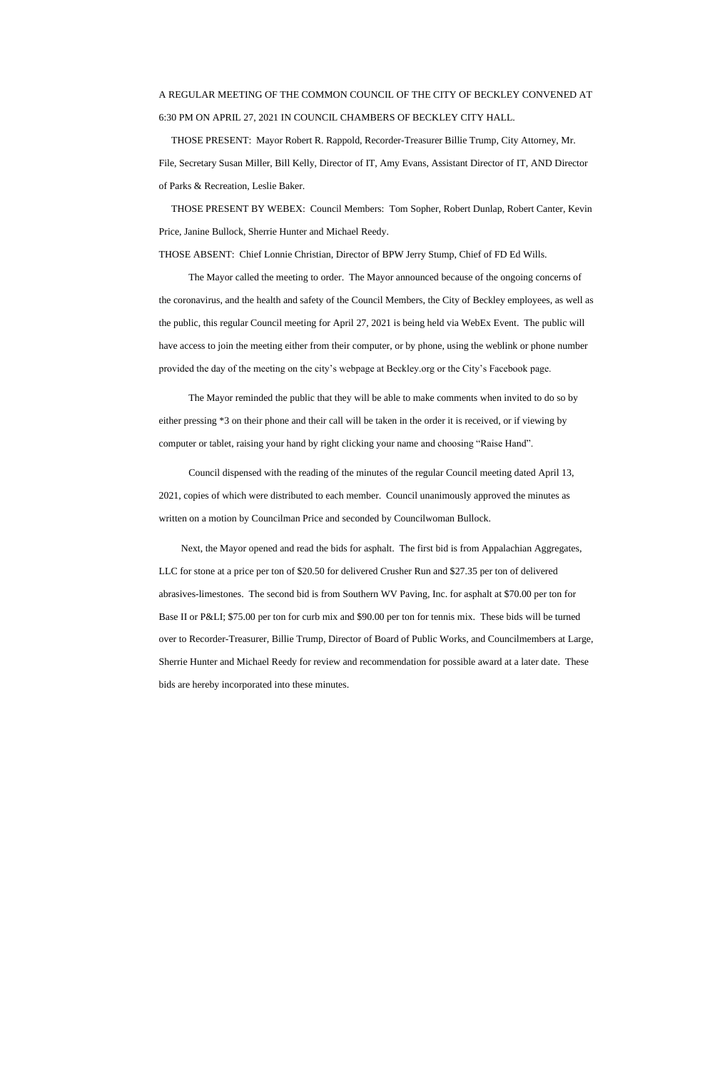A REGULAR MEETING OF THE COMMON COUNCIL OF THE CITY OF BECKLEY CONVENED AT 6:30 PM ON APRIL 27, 2021 IN COUNCIL CHAMBERS OF BECKLEY CITY HALL.

THOSE PRESENT: Mayor Robert R. Rappold, Recorder-Treasurer Billie Trump, City Attorney, Mr. File, Secretary Susan Miller, Bill Kelly, Director of IT, Amy Evans, Assistant Director of IT, AND Director of Parks & Recreation, Leslie Baker.

THOSE PRESENT BY WEBEX: Council Members: Tom Sopher, Robert Dunlap, Robert Canter, Kevin Price, Janine Bullock, Sherrie Hunter and Michael Reedy.

THOSE ABSENT: Chief Lonnie Christian, Director of BPW Jerry Stump, Chief of FD Ed Wills.

The Mayor called the meeting to order. The Mayor announced because of the ongoing concerns of the coronavirus, and the health and safety of the Council Members, the City of Beckley employees, as well as the public, this regular Council meeting for April 27, 2021 is being held via WebEx Event. The public will have access to join the meeting either from their computer, or by phone, using the weblink or phone number provided the day of the meeting on the city's webpage at Beckley.org or the City's Facebook page.

The Mayor reminded the public that they will be able to make comments when invited to do so by either pressing *3 on their phone and their call will be taken in the order it is received, or if viewing by computer or tablet, raising your hand by right clicking your name and choosing "Raise Hand".

Council dispensed with the reading of the minutes of the regular Council meeting dated April 13, 2021, copies of which were distributed to each member. Council unanimously approved the minutes as written on a motion by Councilman Price and seconded by Councilwoman Bullock.

Next, the Mayor opened and read the bids for asphalt. The first bid is from Appalachian Aggregates, LLC for stone at a price per ton of $20.50 for delivered Crusher Run and $27.35 per ton of delivered abrasives-limestones. The second bid is from Southern WV Paving, Inc. for asphalt at $70.00 per ton for Base II or P&LI; $75.00 per ton for curb mix and $90.00 per ton for tennis mix. These bids will be turned over to Recorder-Treasurer, Billie Trump, Director of Board of Public Works, and Councilmembers at Large, Sherrie Hunter and Michael Reedy for review and recommendation for possible award at a later date. These bids are hereby incorporated into these minutes.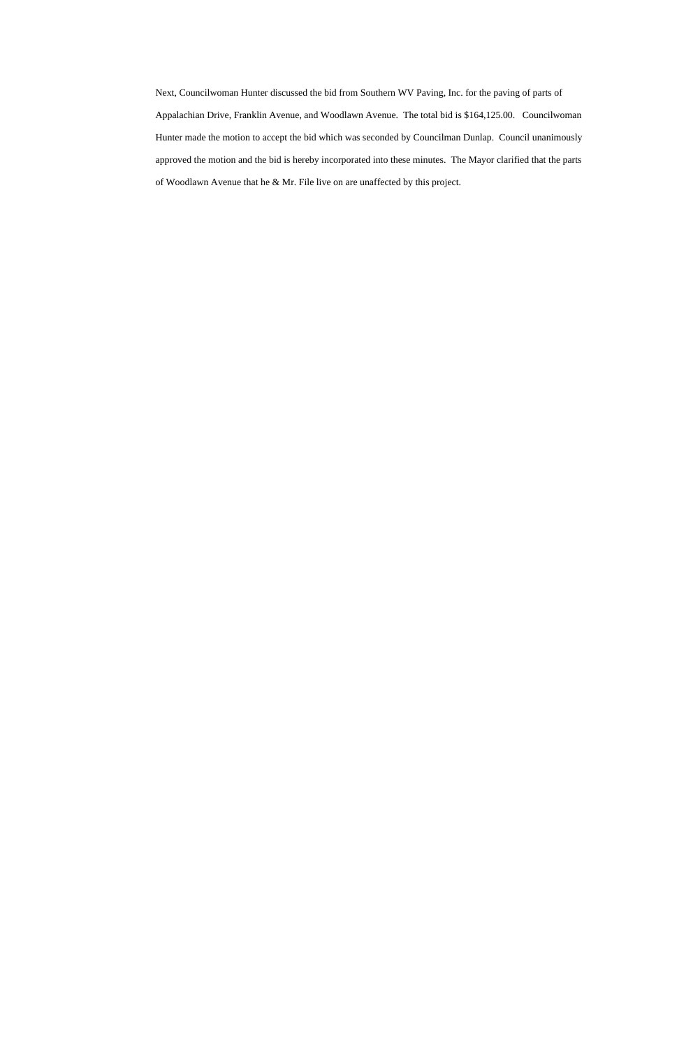Next, Councilwoman Hunter discussed the bid from Southern WV Paving, Inc. for the paving of parts of Appalachian Drive, Franklin Avenue, and Woodlawn Avenue. The total bid is $164,125.00. Councilwoman Hunter made the motion to accept the bid which was seconded by Councilman Dunlap. Council unanimously approved the motion and the bid is hereby incorporated into these minutes. The Mayor clarified that the parts of Woodlawn Avenue that he & Mr. File live on are unaffected by this project.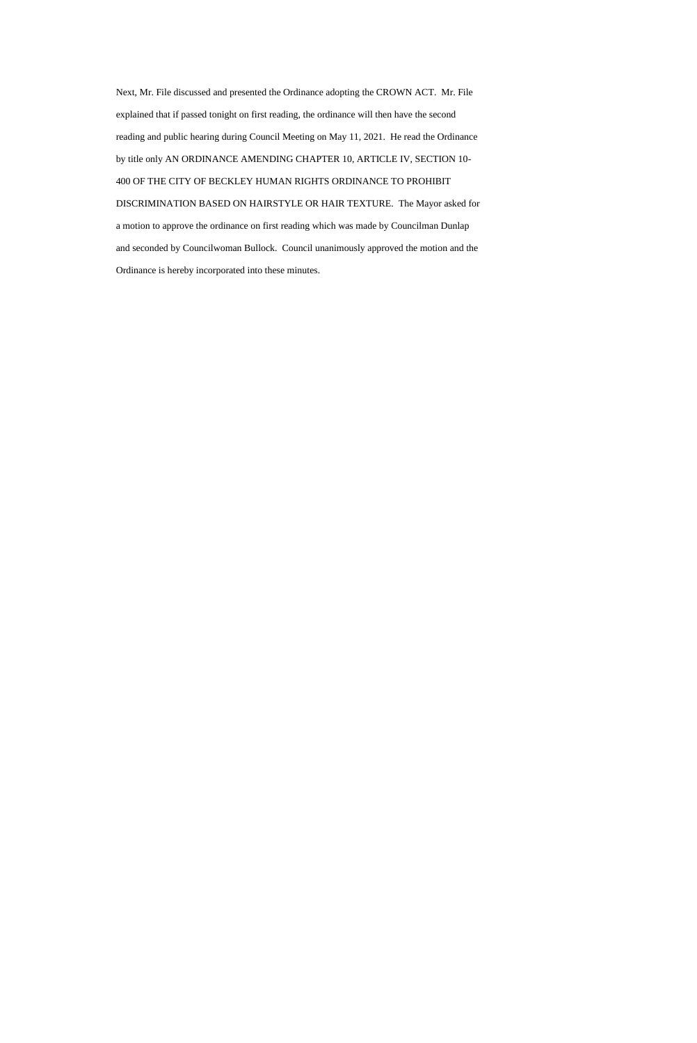Next, Mr. File discussed and presented the Ordinance adopting the CROWN ACT. Mr. File explained that if passed tonight on first reading, the ordinance will then have the second reading and public hearing during Council Meeting on May 11, 2021. He read the Ordinance by title only AN ORDINANCE AMENDING CHAPTER 10, ARTICLE IV, SECTION 10-400 OF THE CITY OF BECKLEY HUMAN RIGHTS ORDINANCE TO PROHIBIT DISCRIMINATION BASED ON HAIRSTYLE OR HAIR TEXTURE. The Mayor asked for a motion to approve the ordinance on first reading which was made by Councilman Dunlap and seconded by Councilwoman Bullock. Council unanimously approved the motion and the Ordinance is hereby incorporated into these minutes.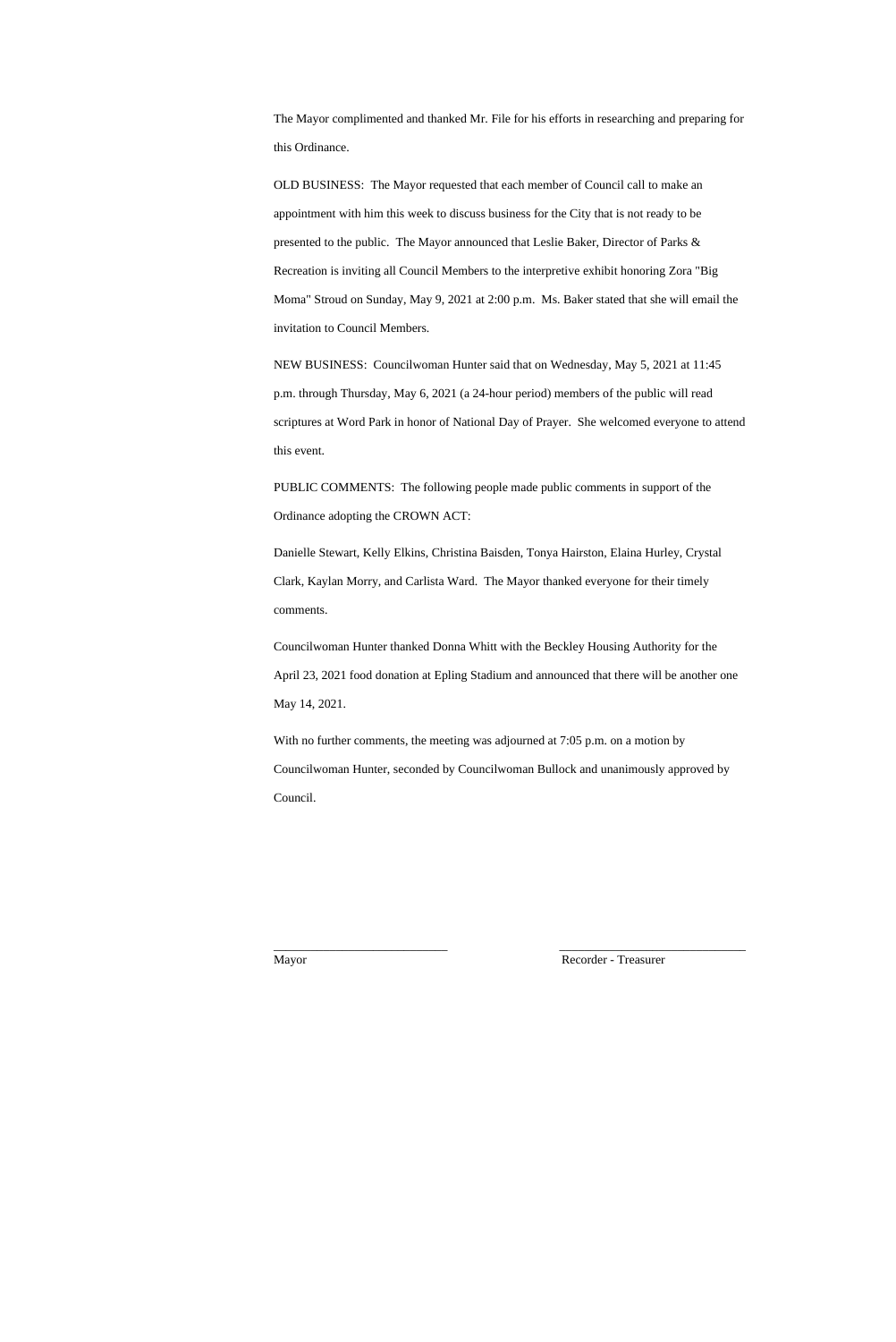The Mayor complimented and thanked Mr. File for his efforts in researching and preparing for this Ordinance.

OLD BUSINESS: The Mayor requested that each member of Council call to make an appointment with him this week to discuss business for the City that is not ready to be presented to the public. The Mayor announced that Leslie Baker, Director of Parks & Recreation is inviting all Council Members to the interpretive exhibit honoring Zora "Big Moma" Stroud on Sunday, May 9, 2021 at 2:00 p.m. Ms. Baker stated that she will email the invitation to Council Members.

NEW BUSINESS: Councilwoman Hunter said that on Wednesday, May 5, 2021 at 11:45 p.m. through Thursday, May 6, 2021 (a 24-hour period) members of the public will read scriptures at Word Park in honor of National Day of Prayer. She welcomed everyone to attend this event.

PUBLIC COMMENTS: The following people made public comments in support of the Ordinance adopting the CROWN ACT:

Danielle Stewart, Kelly Elkins, Christina Baisden, Tonya Hairston, Elaina Hurley, Crystal Clark, Kaylan Morry, and Carlista Ward. The Mayor thanked everyone for their timely comments.

Councilwoman Hunter thanked Donna Whitt with the Beckley Housing Authority for the April 23, 2021 food donation at Epling Stadium and announced that there will be another one May 14, 2021.

With no further comments, the meeting was adjourned at 7:05 p.m. on a motion by Councilwoman Hunter, seconded by Councilwoman Bullock and unanimously approved by Council.

\_\_\_\_\_\_\_\_\_\_\_\_\_\_\_\_\_\_\_\_\_\_\_\_\_\_\_\_ \_\_\_\_\_\_\_\_\_\_\_\_\_\_\_\_\_\_\_\_\_\_\_\_\_\_\_\_

Mayor Recorder - Treasurer